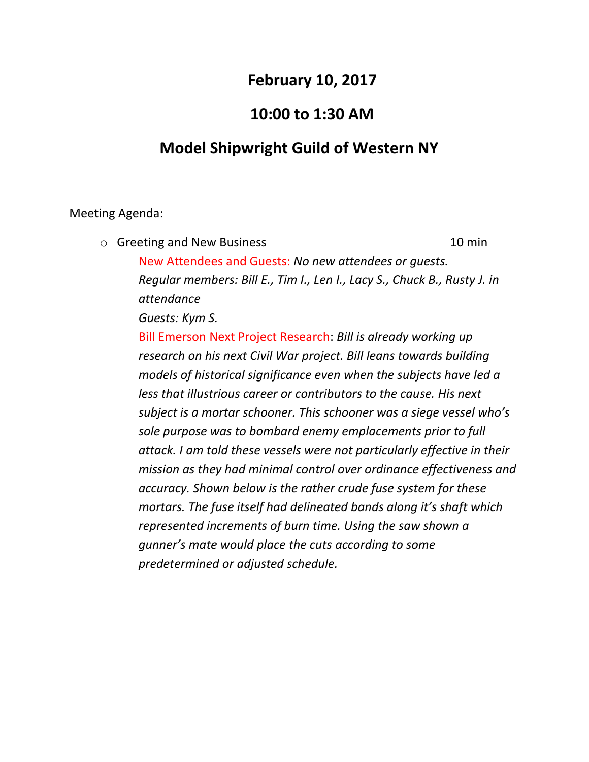# February 10, 2017

# 10:00 to 1:30 AM

# Model Shipwright Guild of Western NY

Meeting Agenda:

- Greeting and New Business 10 min

  New Attendees and Guests: *No new attendees or guests. Regular members: Bill E., Tim I., Len I., Lacy S., Chuck B., Rusty J. in attendance*

  *Guests: Kym S.*

  Bill Emerson Next Project Research: *Bill is already working up research on his next Civil War project. Bill leans towards building models of historical significance even when the subjects have led a less that illustrious career or contributors to the cause. His next subject is a mortar schooner. This schooner was a siege vessel who's sole purpose was to bombard enemy emplacements prior to full attack. I am told these vessels were not particularly effective in their mission as they had minimal control over ordinance effectiveness and accuracy. Shown below is the rather crude fuse system for these mortars. The fuse itself had delineated bands along it's shaft which represented increments of burn time. Using the saw shown a gunner's mate would place the cuts according to some predetermined or adjusted schedule.*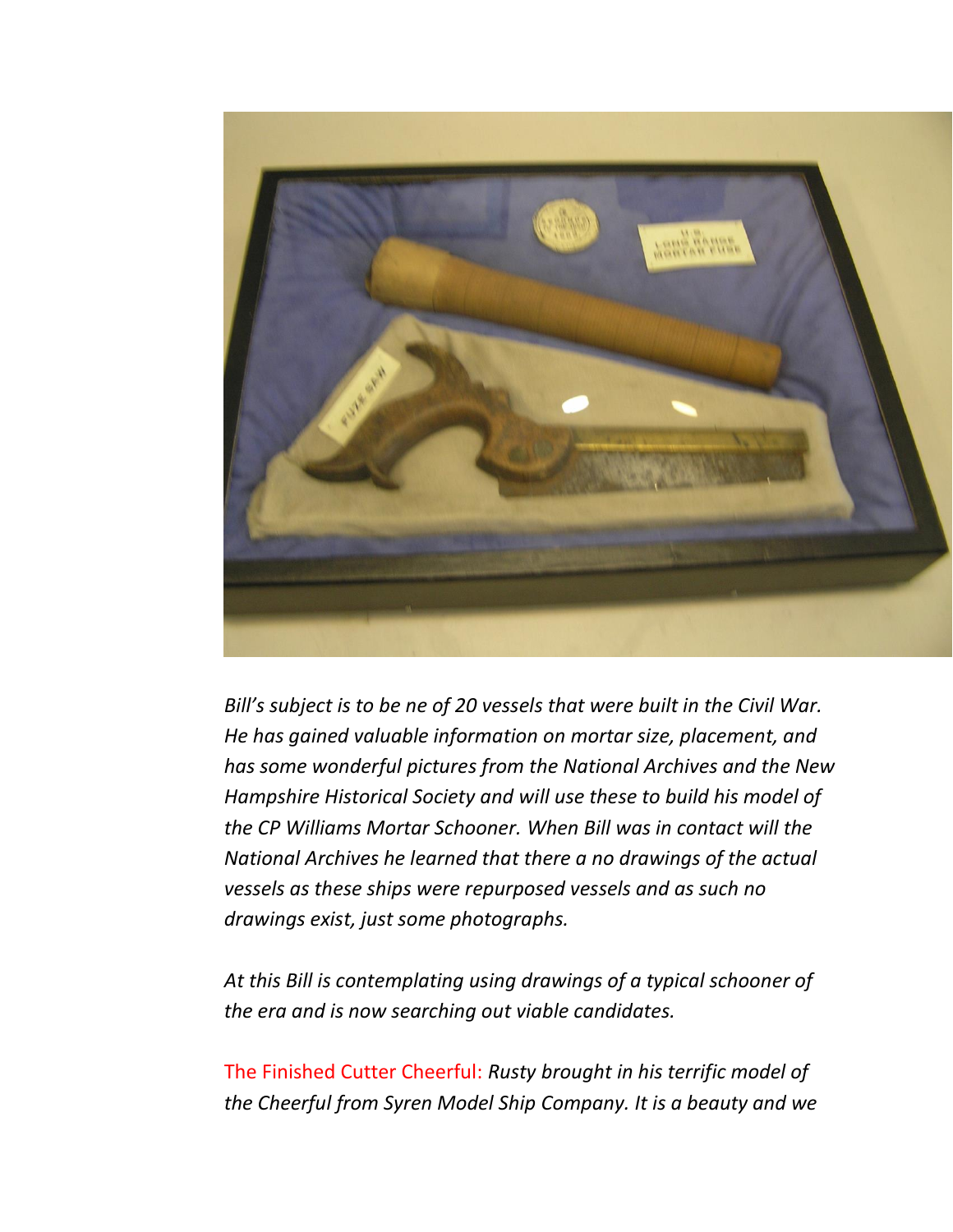*Bill's subject is to be ne of 20 vessels that were built in the Civil War. He has gained valuable information on mortar size, placement, and has some wonderful pictures from the National Archives and the New Hampshire Historical Society and will use these to build his model of the CP Williams Mortar Schooner. When Bill was in contact will the National Archives he learned that there a no drawings of the actual vessels as these ships were repurposed vessels and as such no drawings exist, just some photographs.*

*At this Bill is contemplating using drawings of a typical schooner of the era and is now searching out viable candidates.*

The Finished Cutter Cheerful: *Rusty brought in his terrific model of the Cheerful from Syren Model Ship Company. It is a beauty and we*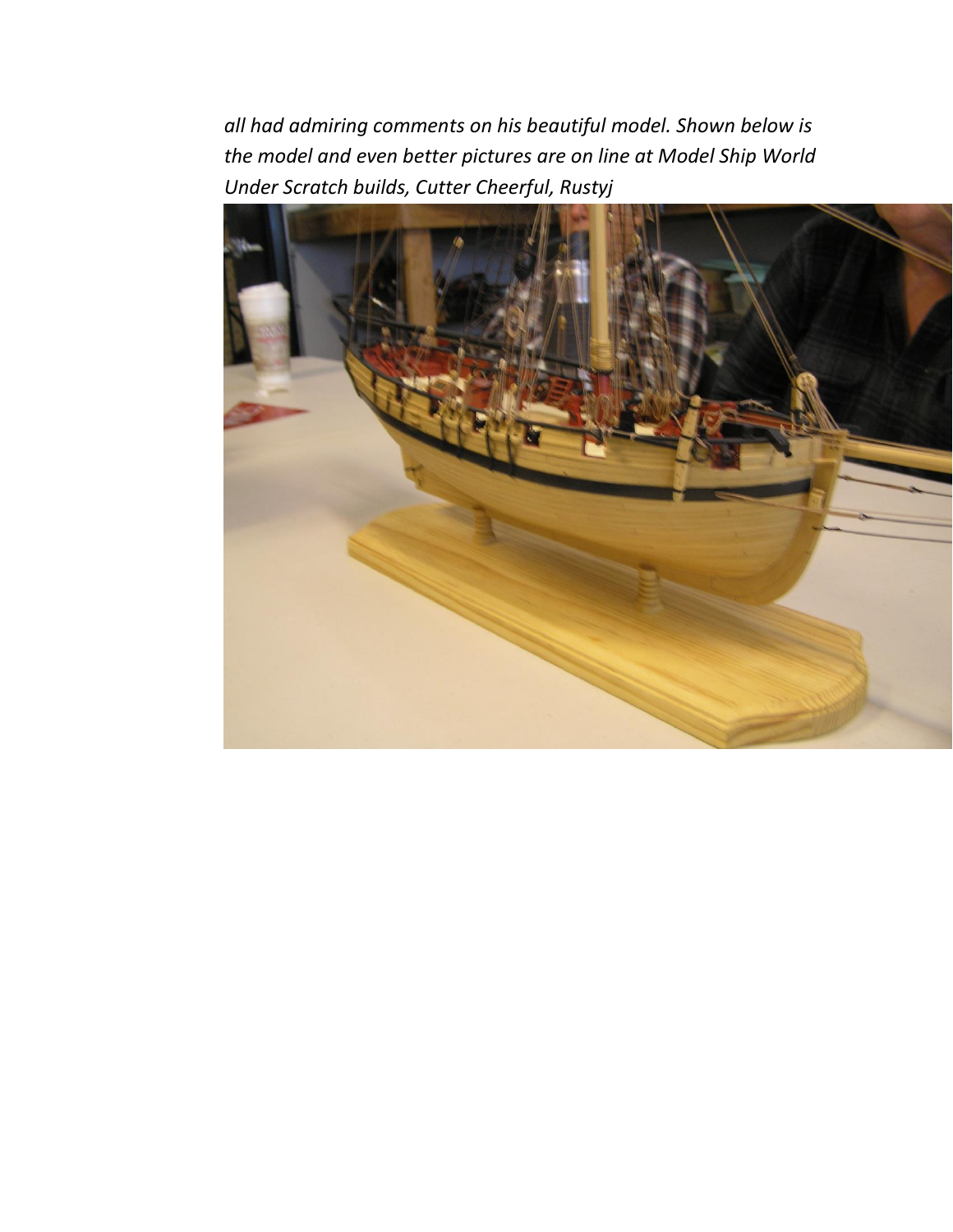*all had admiring comments on his beautiful model. Shown below is the model and even better pictures are on line at Model Ship World Under Scratch builds, Cutter Cheerful, Rustyj*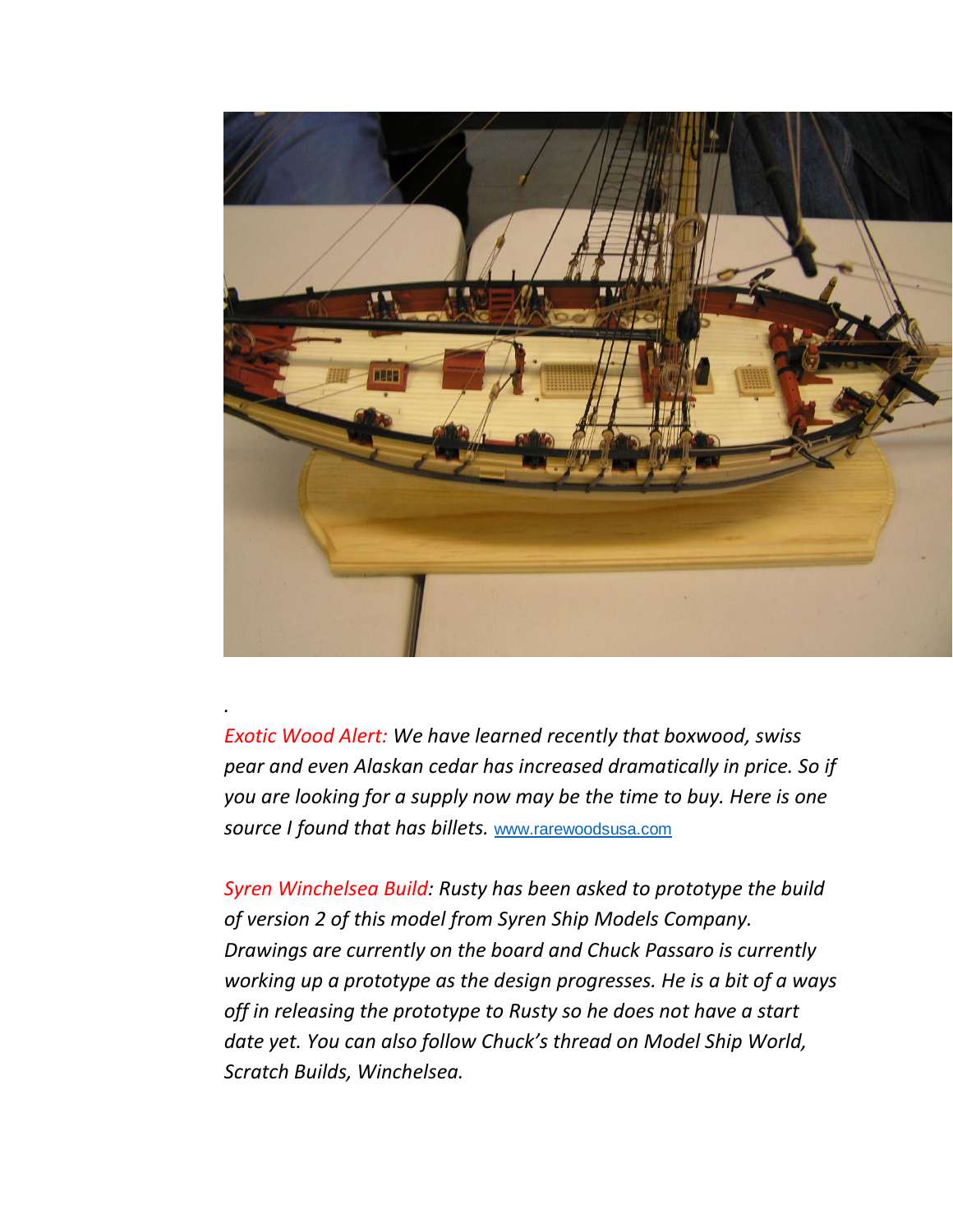.

*Exotic Wood Alert: We have learned recently that boxwood, swiss pear and even Alaskan cedar has increased dramatically in price. So if you are looking for a supply now may be the time to buy. Here is one source I found that has billets.* www.rarewoodsusa.com

*Syren Winchelsea Build: Rusty has been asked to prototype the build of version 2 of this model from Syren Ship Models Company. Drawings are currently on the board and Chuck Passaro is currently working up a prototype as the design progresses. He is a bit of a ways off in releasing the prototype to Rusty so he does not have a start date yet. You can also follow Chuck's thread on Model Ship World, Scratch Builds, Winchelsea.*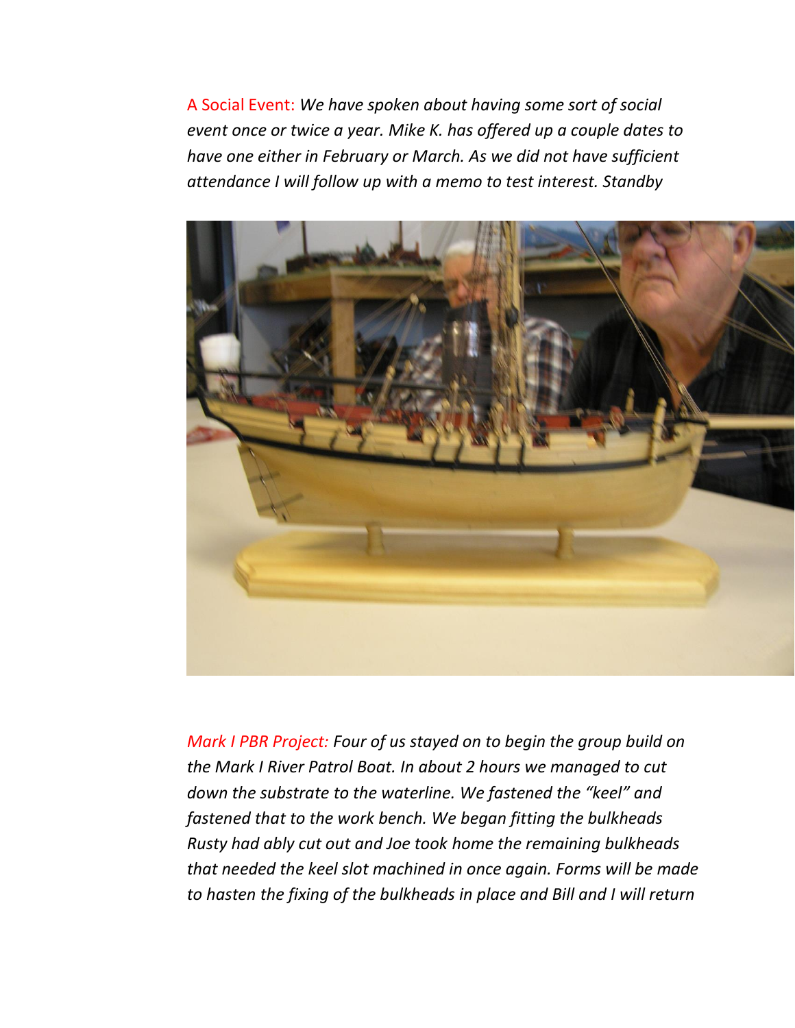A Social Event: *We have spoken about having some sort of social event once or twice a year. Mike K. has offered up a couple dates to have one either in February or March. As we did not have sufficient attendance I will follow up with a memo to test interest. Standby*

*Mark I PBR Project: Four of us stayed on to begin the group build on the Mark I River Patrol Boat. In about 2 hours we managed to cut down the substrate to the waterline. We fastened the "keel" and fastened that to the work bench. We began fitting the bulkheads Rusty had ably cut out and Joe took home the remaining bulkheads that needed the keel slot machined in once again. Forms will be made to hasten the fixing of the bulkheads in place and Bill and I will return*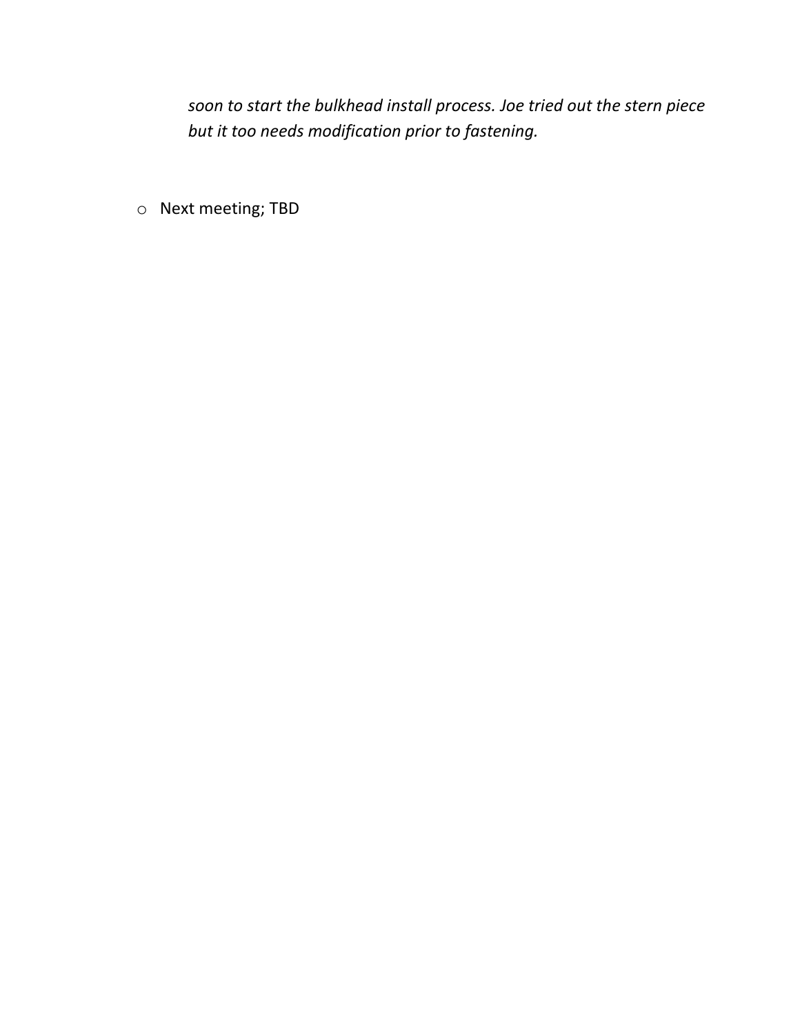*soon to start the bulkhead install process. Joe tried out the stern piece but it too needs modification prior to fastening.*

- Next meeting; TBD